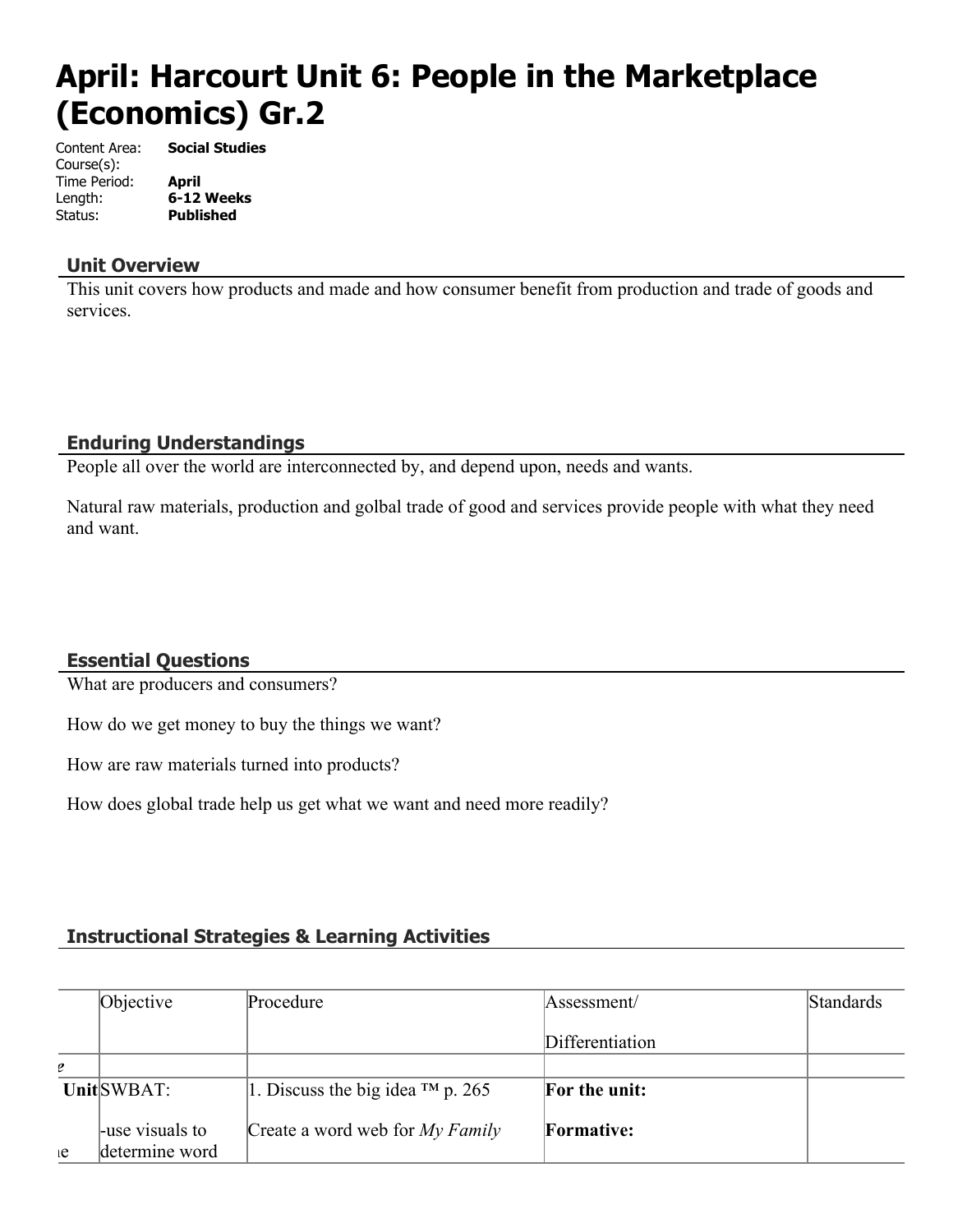# April: Harcourt Unit 6: People in the Marketplace (Economics) Gr.2

Content Area: **Social Studies**
Course(s):
Time Period: **April**
Length: **6-12 Weeks**
Status: **Published**

## Unit Overview

This unit covers how products and made and how consumer benefit from production and trade of goods and services.

## Enduring Understandings

People all over the world are interconnected by, and depend upon, needs and wants.

Natural raw materials, production and golbal trade of good and services provide people with what they need and want.

## Essential Questions

What are producers and consumers?

How do we get money to buy the things we want?

How are raw materials turned into products?

How does global trade help us get what we want and need more readily?

## Instructional Strategies & Learning Activities

| | Objective | Procedure | Assessment/<br><br>Differentiation | Standards |
|---|---|---|---|---|
| e | | | | |
| Unit<br><br>ie | SWBAT:<br><br>-use visuals to determine word | 1. Discuss the big idea ™ p. 265<br><br>Create a word web for *My Family* | **For the unit:**<br><br>**Formative:** | |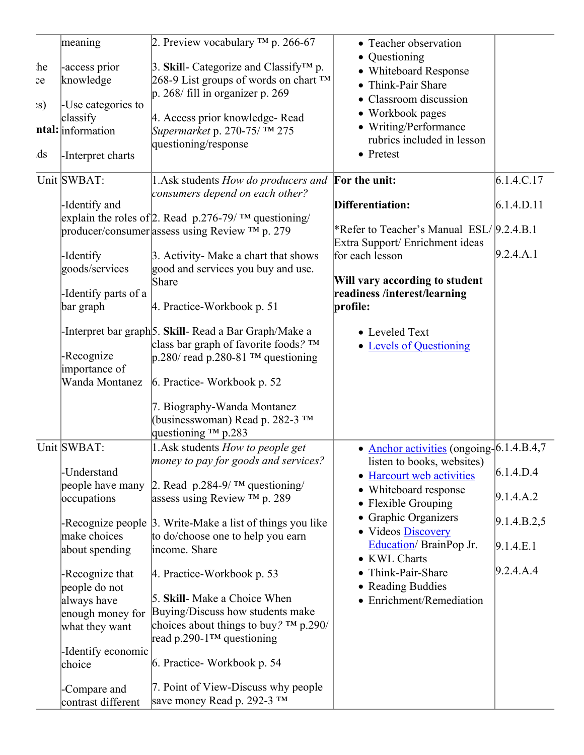| | | | | |
|---|---|---|---|---|
| he ce s) ntal: ds | meaning<br><br>-access prior knowledge<br><br>-Use categories to classify information<br><br>-Interpret charts | 2. Preview vocabulary ™ p. 266-67<br><br>3. **Skil**l- Categorize and Classify™ p. 268-9 List groups of words on chart ™ p. 268/ fill in organizer p. 269<br><br>4. Access prior knowledge- Read *Supermarket* p. 270-75/ ™ 275 questioning/response | • Teacher observation<br>• Questioning<br>• Whiteboard Response<br>• Think-Pair Share<br>• Classroom discussion<br>• Workbook pages<br>• Writing/Performance rubrics included in lesson<br>• Pretest | |
| Unit | SWBAT:<br><br>-Identify and explain the roles of producer/consumer<br><br>-Identify goods/services<br><br>-Identify parts of a bar graph<br><br>-Interpret bar graph<br><br>-Recognize importance of Wanda Montanez | 1.Ask students *How do producers and consumers depend on each other?*<br><br>2. Read p.276-79/ ™ questioning/ assess using Review ™ p. 279<br><br>3. Activity- Make a chart that shows good and services you buy and use. Share<br><br>4. Practice-Workbook p. 51<br><br>5. **Skill**- Read a Bar Graph/Make a class bar graph of favorite foods*?* ™ p.280/ read p.280-81 ™ questioning<br><br>6. Practice- Workbook p. 52<br><br>7. Biography-Wanda Montanez (businesswoman) Read p. 282-3 ™ questioning ™ p.283 | **For the unit:**<br><br>**Differentiation:**<br><br>*Refer to Teacher's Manual ESL/ Extra Support/ Enrichment ideas for each lesson<br><br>**Will vary according to student readiness /interest/learning profile:**<br><br>• Leveled Text<br>• Levels of Questioning | 6.1.4.C.17<br><br>6.1.4.D.11<br><br>9.2.4.B.1<br><br>9.2.4.A.1 |
| Unit | SWBAT:<br><br>-Understand people have many occupations<br><br>-Recognize people make choices about spending<br><br>-Recognize that people do not always have enough money for what they want<br><br>-Identify economic choice<br><br>-Compare and contrast different | 1.Ask students *How to people get money to pay for goods and services?*<br><br>2. Read p.284-9/ ™ questioning/ assess using Review ™ p. 289<br><br>3. Write-Make a list of things you like to do/choose one to help you earn income. Share<br><br>4. Practice-Workbook p. 53<br><br>5. **Skill**- Make a Choice When Buying/Discuss how students make choices about things to buy*?* ™ p.290/ read p.290-1™ questioning<br><br>6. Practice- Workbook p. 54<br><br>7. Point of View-Discuss why people save money Read p. 292-3 ™ | • Anchor activities (ongoing-listen to books, websites)<br>• Harcourt web activities<br>• Whiteboard response<br>• Flexible Grouping<br>• Graphic Organizers<br>• Videos Discovery Education/ BrainPop Jr.<br>• KWL Charts<br>• Think-Pair-Share<br>• Reading Buddies<br>• Enrichment/Remediation | 6.1.4.B.4,7<br><br>6.1.4.D.4<br><br>9.1.4.A.2<br><br>9.1.4.B.2,5<br><br>9.1.4.E.1<br><br>9.2.4.A.4 |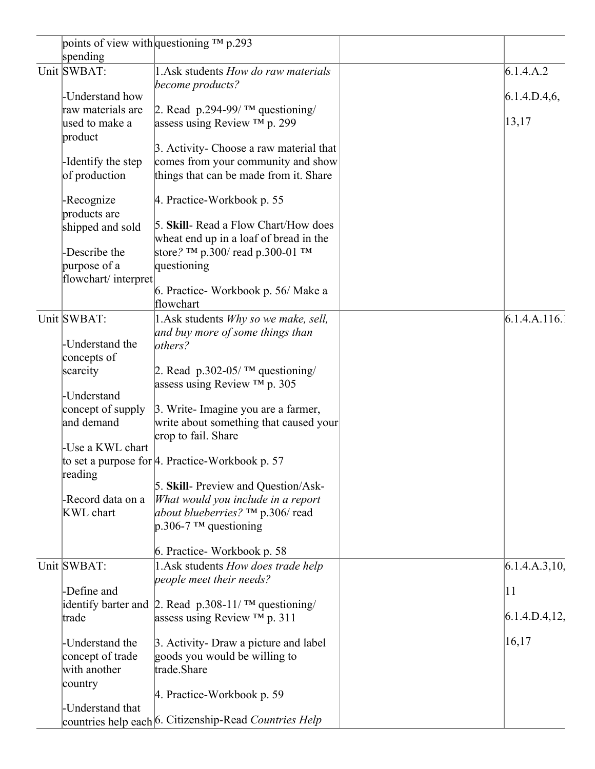| | | | | |
|---|---|---|---|---|
| | points of view with spending | questioning ™ p.293 | | |
| Unit | SWBAT:<br><br>-Understand how raw materials are used to make a product<br><br>-Identify the step of production<br><br>-Recognize products are shipped and sold<br><br>-Describe the purpose of a flowchart/ interpret | 1.Ask students *How do raw materials become products?*<br><br>2. Read p.294-99/ ™ questioning/ assess using Review ™ p. 299<br><br>3. Activity- Choose a raw material that comes from your community and show things that can be made from it. Share<br><br>4. Practice-Workbook p. 55<br><br>5. **Skill**- Read a Flow Chart/How does wheat end up in a loaf of bread in the store*?* ™ p.300/ read p.300-01 ™ questioning<br><br>6. Practice- Workbook p. 56/ Make a flowchart | | 6.1.4.A.2<br><br>6.1.4.D.4,6,<br><br>13,17 |
| Unit | SWBAT:<br><br>-Understand the concepts of scarcity<br><br>-Understand concept of supply and demand<br><br>-Use a KWL chart to set a purpose for reading<br><br>-Record data on a KWL chart | 1.Ask students *Why so we make, sell, and buy more of some things than others?*<br><br>2. Read p.302-05/ ™ questioning/ assess using Review ™ p. 305<br><br>3. Write- Imagine you are a farmer, write about something that caused your crop to fail. Share<br><br>4. Practice-Workbook p. 57<br><br>5. **Skill**- Preview and Question/Ask- *What would you include in a report about blueberries?* ™ p.306/ read p.306-7 ™ questioning<br><br>6. Practice- Workbook p. 58 | | 6.1.4.A.116. |
| Unit | SWBAT:<br><br>-Define and identify barter and trade<br><br>-Understand the concept of trade with another country<br><br>-Understand that countries help each | 1.Ask students *How does trade help people meet their needs?*<br><br>2. Read p.308-11/ ™ questioning/ assess using Review ™ p. 311<br><br>3. Activity- Draw a picture and label goods you would be willing to trade.Share<br><br>4. Practice-Workbook p. 59<br><br>6. Citizenship-Read *Countries Help* | | 6.1.4.A.3,10,<br><br>11<br><br>6.1.4.D.4,12,<br><br>16,17 |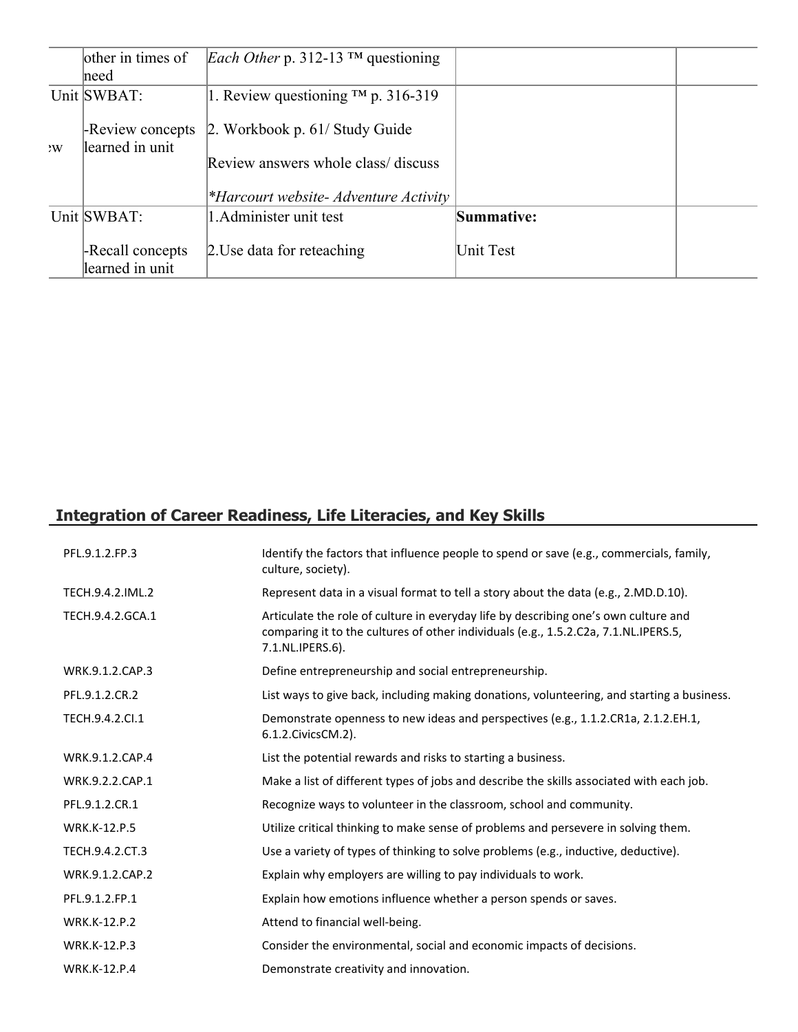| | other in times of need | *Each Other* p. 312-13 ™ questioning | | |
|---|---|---|---|---|
| Unit<br>ew | SWBAT:<br><br>-Review concepts learned in unit | 1. Review questioning ™ p. 316-319<br><br>2. Workbook p. 61/ Study Guide<br><br>Review answers whole class/ discuss<br><br>*\*Harcourt website- Adventure Activity* | | |
| Unit | SWBAT:<br><br>-Recall concepts learned in unit | 1.Administer unit test<br><br>2.Use data for reteaching | **Summative:**<br><br>Unit Test | |

## Integration of Career Readiness, Life Literacies, and Key Skills

| | |
|---|---|
| PFL.9.1.2.FP.3 | Identify the factors that influence people to spend or save (e.g., commercials, family, culture, society). |
| TECH.9.4.2.IML.2 | Represent data in a visual format to tell a story about the data (e.g., 2.MD.D.10). |
| TECH.9.4.2.GCA.1 | Articulate the role of culture in everyday life by describing one's own culture and comparing it to the cultures of other individuals (e.g., 1.5.2.C2a, 7.1.NL.IPERS.5, 7.1.NL.IPERS.6). |
| WRK.9.1.2.CAP.3 | Define entrepreneurship and social entrepreneurship. |
| PFL.9.1.2.CR.2 | List ways to give back, including making donations, volunteering, and starting a business. |
| TECH.9.4.2.CI.1 | Demonstrate openness to new ideas and perspectives (e.g., 1.1.2.CR1a, 2.1.2.EH.1, 6.1.2.CivicsCM.2). |
| WRK.9.1.2.CAP.4 | List the potential rewards and risks to starting a business. |
| WRK.9.2.2.CAP.1 | Make a list of different types of jobs and describe the skills associated with each job. |
| PFL.9.1.2.CR.1 | Recognize ways to volunteer in the classroom, school and community. |
| WRK.K-12.P.5 | Utilize critical thinking to make sense of problems and persevere in solving them. |
| TECH.9.4.2.CT.3 | Use a variety of types of thinking to solve problems (e.g., inductive, deductive). |
| WRK.9.1.2.CAP.2 | Explain why employers are willing to pay individuals to work. |
| PFL.9.1.2.FP.1 | Explain how emotions influence whether a person spends or saves. |
| WRK.K-12.P.2 | Attend to financial well-being. |
| WRK.K-12.P.3 | Consider the environmental, social and economic impacts of decisions. |
| WRK.K-12.P.4 | Demonstrate creativity and innovation. |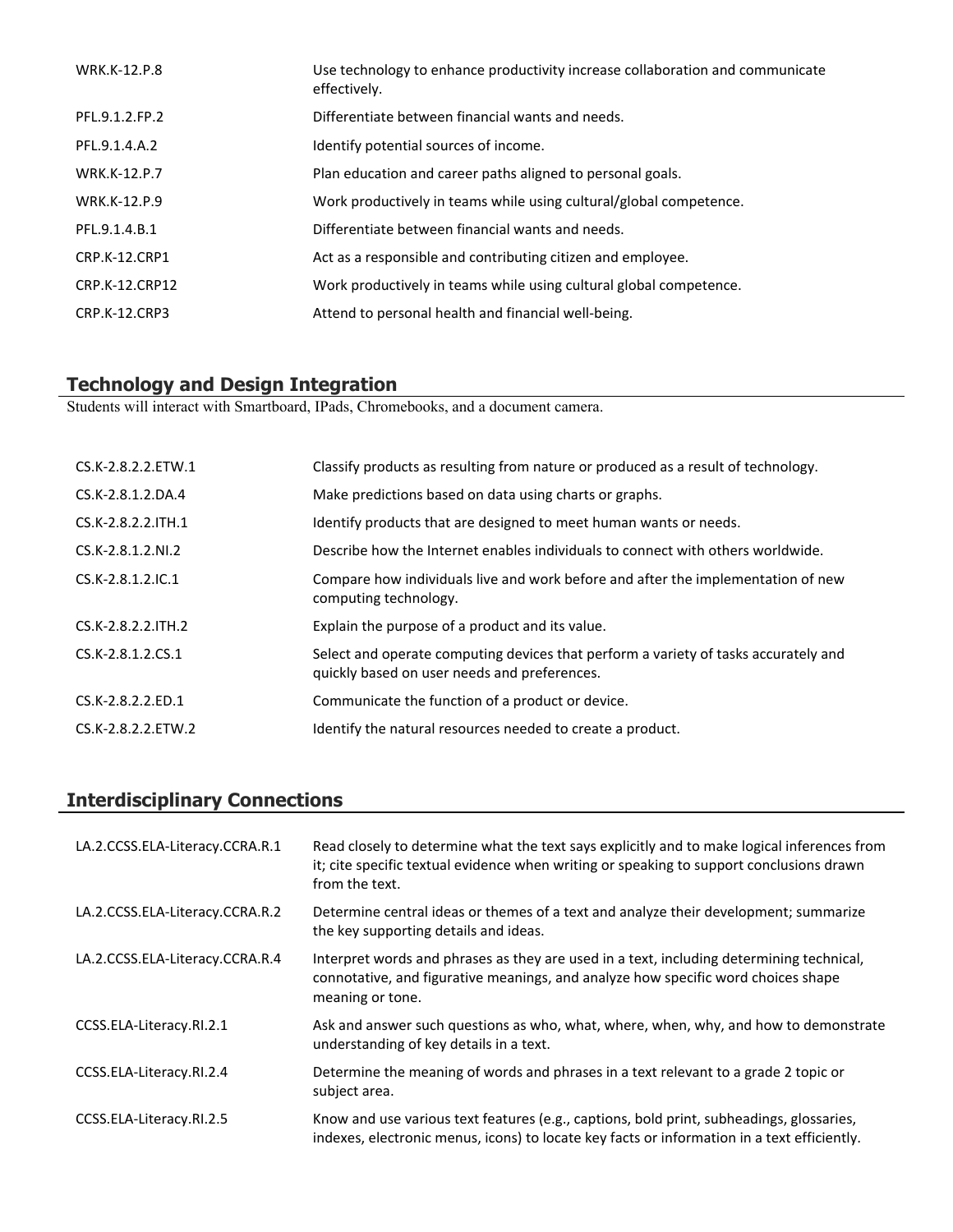| | |
|---|---|
| WRK.K-12.P.8 | Use technology to enhance productivity increase collaboration and communicate effectively. |
| PFL.9.1.2.FP.2 | Differentiate between financial wants and needs. |
| PFL.9.1.4.A.2 | Identify potential sources of income. |
| WRK.K-12.P.7 | Plan education and career paths aligned to personal goals. |
| WRK.K-12.P.9 | Work productively in teams while using cultural/global competence. |
| PFL.9.1.4.B.1 | Differentiate between financial wants and needs. |
| CRP.K-12.CRP1 | Act as a responsible and contributing citizen and employee. |
| CRP.K-12.CRP12 | Work productively in teams while using cultural global competence. |
| CRP.K-12.CRP3 | Attend to personal health and financial well-being. |

## Technology and Design Integration

Students will interact with Smartboard, IPads, Chromebooks, and a document camera.

| | |
|---|---|
| CS.K-2.8.2.2.ETW.1 | Classify products as resulting from nature or produced as a result of technology. |
| CS.K-2.8.1.2.DA.4 | Make predictions based on data using charts or graphs. |
| CS.K-2.8.2.2.ITH.1 | Identify products that are designed to meet human wants or needs. |
| CS.K-2.8.1.2.NI.2 | Describe how the Internet enables individuals to connect with others worldwide. |
| CS.K-2.8.1.2.IC.1 | Compare how individuals live and work before and after the implementation of new computing technology. |
| CS.K-2.8.2.2.ITH.2 | Explain the purpose of a product and its value. |
| CS.K-2.8.1.2.CS.1 | Select and operate computing devices that perform a variety of tasks accurately and quickly based on user needs and preferences. |
| CS.K-2.8.2.2.ED.1 | Communicate the function of a product or device. |
| CS.K-2.8.2.2.ETW.2 | Identify the natural resources needed to create a product. |

## Interdisciplinary Connections

| | |
|---|---|
| LA.2.CCSS.ELA-Literacy.CCRA.R.1 | Read closely to determine what the text says explicitly and to make logical inferences from it; cite specific textual evidence when writing or speaking to support conclusions drawn from the text. |
| LA.2.CCSS.ELA-Literacy.CCRA.R.2 | Determine central ideas or themes of a text and analyze their development; summarize the key supporting details and ideas. |
| LA.2.CCSS.ELA-Literacy.CCRA.R.4 | Interpret words and phrases as they are used in a text, including determining technical, connotative, and figurative meanings, and analyze how specific word choices shape meaning or tone. |
| CCSS.ELA-Literacy.RI.2.1 | Ask and answer such questions as who, what, where, when, why, and how to demonstrate understanding of key details in a text. |
| CCSS.ELA-Literacy.RI.2.4 | Determine the meaning of words and phrases in a text relevant to a grade 2 topic or subject area. |
| CCSS.ELA-Literacy.RI.2.5 | Know and use various text features (e.g., captions, bold print, subheadings, glossaries, indexes, electronic menus, icons) to locate key facts or information in a text efficiently. |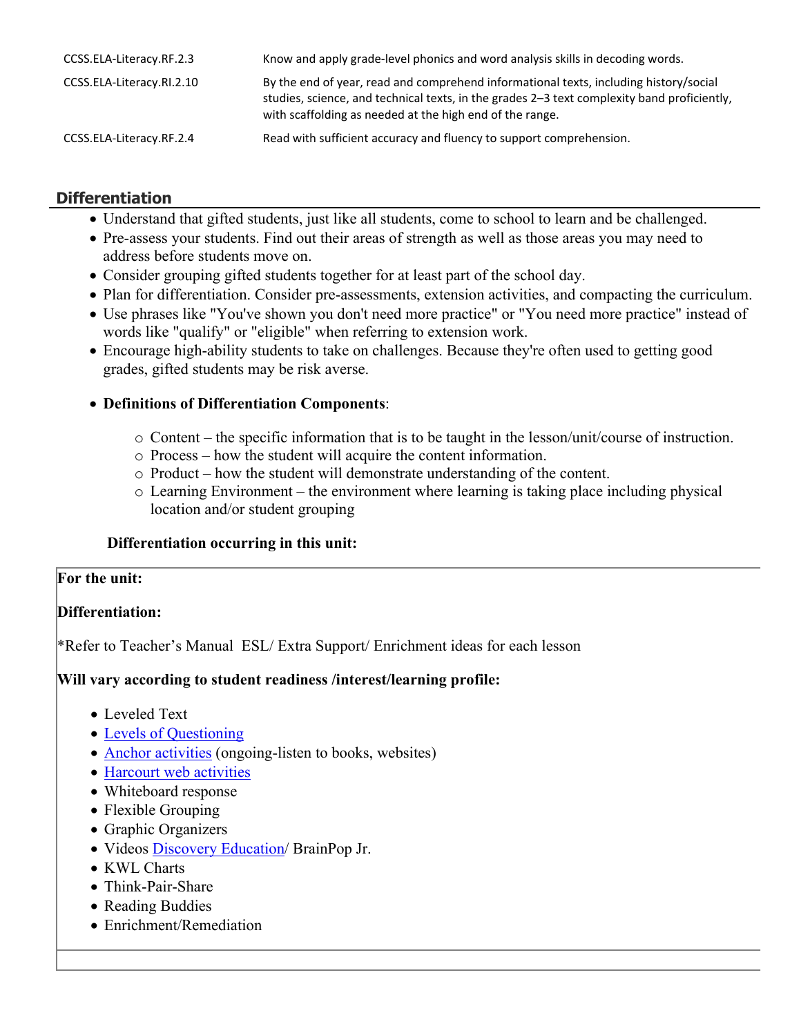| | |
|---|---|
| CCSS.ELA-Literacy.RF.2.3 | Know and apply grade-level phonics and word analysis skills in decoding words. |
| CCSS.ELA-Literacy.RI.2.10 | By the end of year, read and comprehend informational texts, including history/social studies, science, and technical texts, in the grades 2–3 text complexity band proficiently, with scaffolding as needed at the high end of the range. |
| CCSS.ELA-Literacy.RF.2.4 | Read with sufficient accuracy and fluency to support comprehension. |

## Differentiation

- Understand that gifted students, just like all students, come to school to learn and be challenged.
- Pre-assess your students. Find out their areas of strength as well as those areas you may need to address before students move on.
- Consider grouping gifted students together for at least part of the school day.
- Plan for differentiation. Consider pre-assessments, extension activities, and compacting the curriculum.
- Use phrases like "You've shown you don't need more practice" or "You need more practice" instead of words like "qualify" or "eligible" when referring to extension work.
- Encourage high-ability students to take on challenges. Because they're often used to getting good grades, gifted students may be risk averse.
- **Definitions of Differentiation Components**:
  - Content – the specific information that is to be taught in the lesson/unit/course of instruction.
  - Process – how the student will acquire the content information.
  - Product – how the student will demonstrate understanding of the content.
  - Learning Environment – the environment where learning is taking place including physical location and/or student grouping

**Differentiation occurring in this unit:**

**For the unit:**

**Differentiation:**

*Refer to Teacher's Manual ESL/ Extra Support/ Enrichment ideas for each lesson

**Will vary according to student readiness /interest/learning profile:**

- Leveled Text
- Levels of Questioning
- Anchor activities (ongoing-listen to books, websites)
- Harcourt web activities
- Whiteboard response
- Flexible Grouping
- Graphic Organizers
- Videos Discovery Education/ BrainPop Jr.
- KWL Charts
- Think-Pair-Share
- Reading Buddies
- Enrichment/Remediation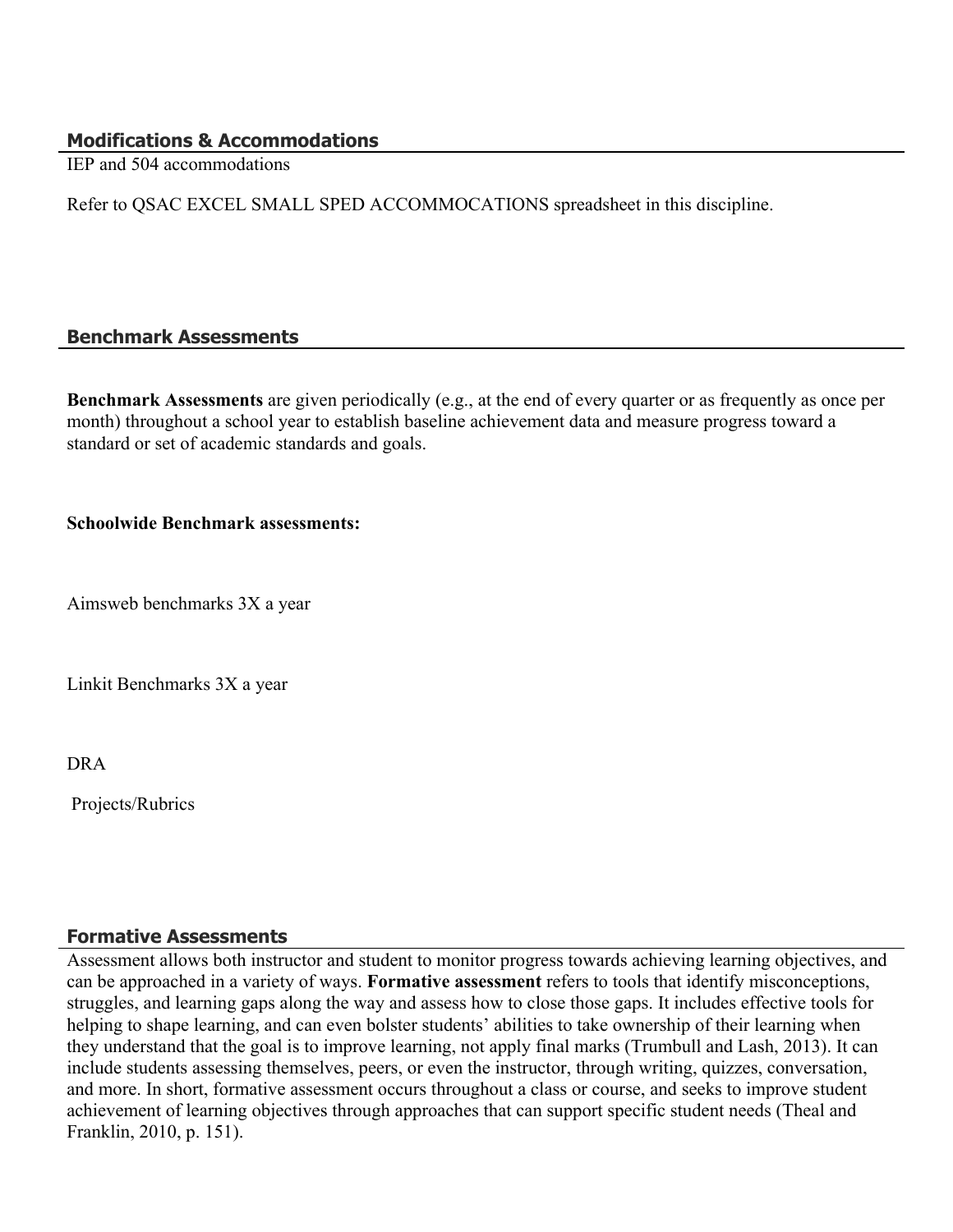## Modifications & Accommodations

IEP and 504 accommodations

Refer to QSAC EXCEL SMALL SPED ACCOMMOCATIONS spreadsheet in this discipline.

## Benchmark Assessments

**Benchmark Assessments** are given periodically (e.g., at the end of every quarter or as frequently as once per month) throughout a school year to establish baseline achievement data and measure progress toward a standard or set of academic standards and goals.

**Schoolwide Benchmark assessments:**

Aimsweb benchmarks 3X a year

Linkit Benchmarks 3X a year

DRA

Projects/Rubrics

## Formative Assessments

Assessment allows both instructor and student to monitor progress towards achieving learning objectives, and can be approached in a variety of ways. **Formative assessment** refers to tools that identify misconceptions, struggles, and learning gaps along the way and assess how to close those gaps. It includes effective tools for helping to shape learning, and can even bolster students' abilities to take ownership of their learning when they understand that the goal is to improve learning, not apply final marks (Trumbull and Lash, 2013). It can include students assessing themselves, peers, or even the instructor, through writing, quizzes, conversation, and more. In short, formative assessment occurs throughout a class or course, and seeks to improve student achievement of learning objectives through approaches that can support specific student needs (Theal and Franklin, 2010, p. 151).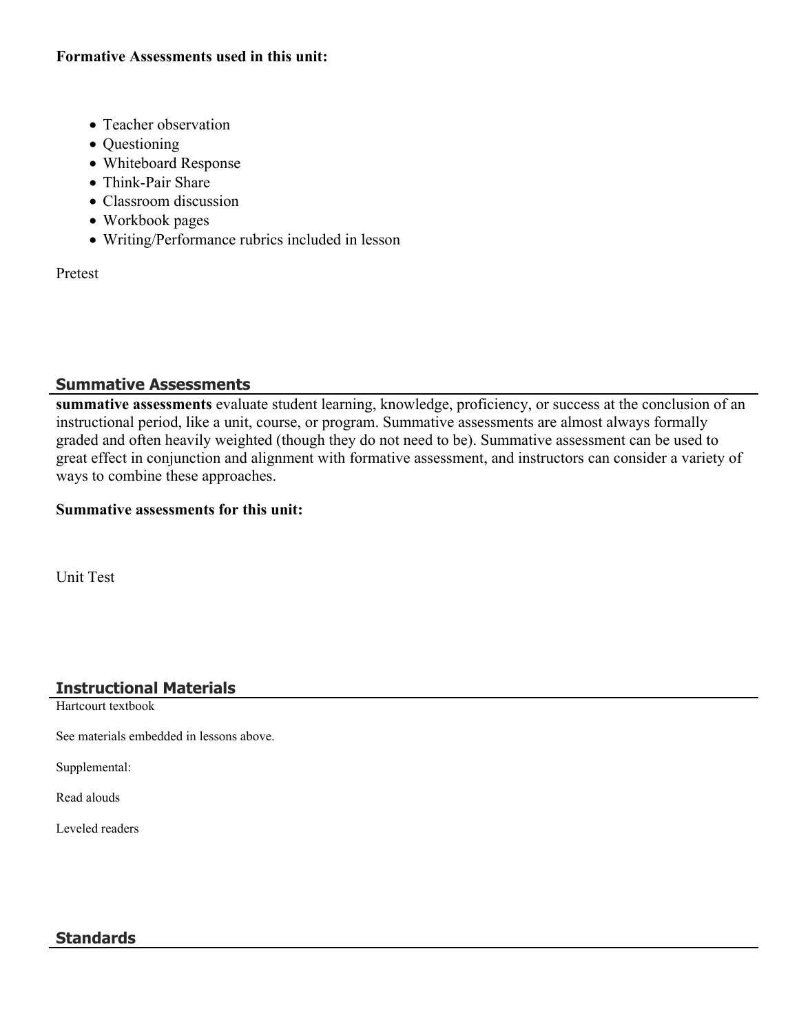**Formative Assessments used in this unit:**

- Teacher observation
- Questioning
- Whiteboard Response
- Think-Pair Share
- Classroom discussion
- Workbook pages
- Writing/Performance rubrics included in lesson

Pretest

## Summative Assessments

**summative assessments** evaluate student learning, knowledge, proficiency, or success at the conclusion of an instructional period, like a unit, course, or program. Summative assessments are almost always formally graded and often heavily weighted (though they do not need to be). Summative assessment can be used to great effect in conjunction and alignment with formative assessment, and instructors can consider a variety of ways to combine these approaches.

**Summative assessments for this unit:**

Unit Test

## Instructional Materials

Hartcourt textbook

See materials embedded in lessons above.

Supplemental:

Read alouds

Leveled readers

## Standards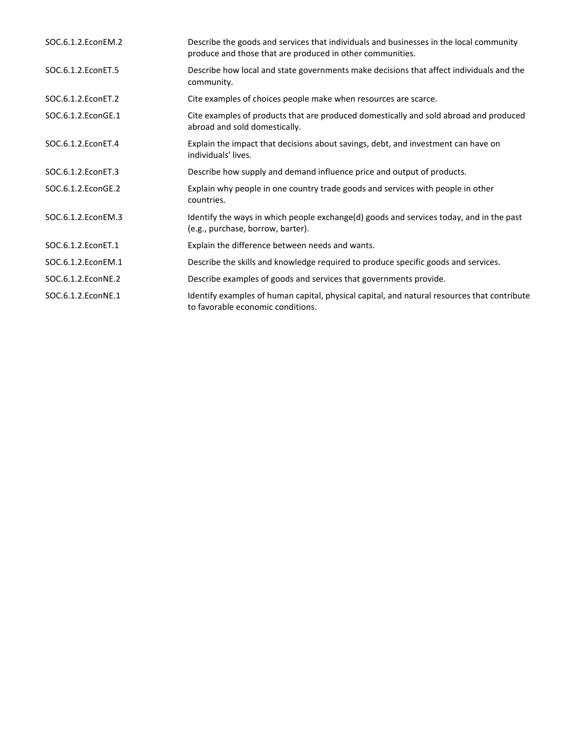| | |
|---|---|
| SOC.6.1.2.EconEM.2 | Describe the goods and services that individuals and businesses in the local community produce and those that are produced in other communities. |
| SOC.6.1.2.EconET.5 | Describe how local and state governments make decisions that affect individuals and the community. |
| SOC.6.1.2.EconET.2 | Cite examples of choices people make when resources are scarce. |
| SOC.6.1.2.EconGE.1 | Cite examples of products that are produced domestically and sold abroad and produced abroad and sold domestically. |
| SOC.6.1.2.EconET.4 | Explain the impact that decisions about savings, debt, and investment can have on individuals' lives. |
| SOC.6.1.2.EconET.3 | Describe how supply and demand influence price and output of products. |
| SOC.6.1.2.EconGE.2 | Explain why people in one country trade goods and services with people in other countries. |
| SOC.6.1.2.EconEM.3 | Identify the ways in which people exchange(d) goods and services today, and in the past (e.g., purchase, borrow, barter). |
| SOC.6.1.2.EconET.1 | Explain the difference between needs and wants. |
| SOC.6.1.2.EconEM.1 | Describe the skills and knowledge required to produce specific goods and services. |
| SOC.6.1.2.EconNE.2 | Describe examples of goods and services that governments provide. |
| SOC.6.1.2.EconNE.1 | Identify examples of human capital, physical capital, and natural resources that contribute to favorable economic conditions. |